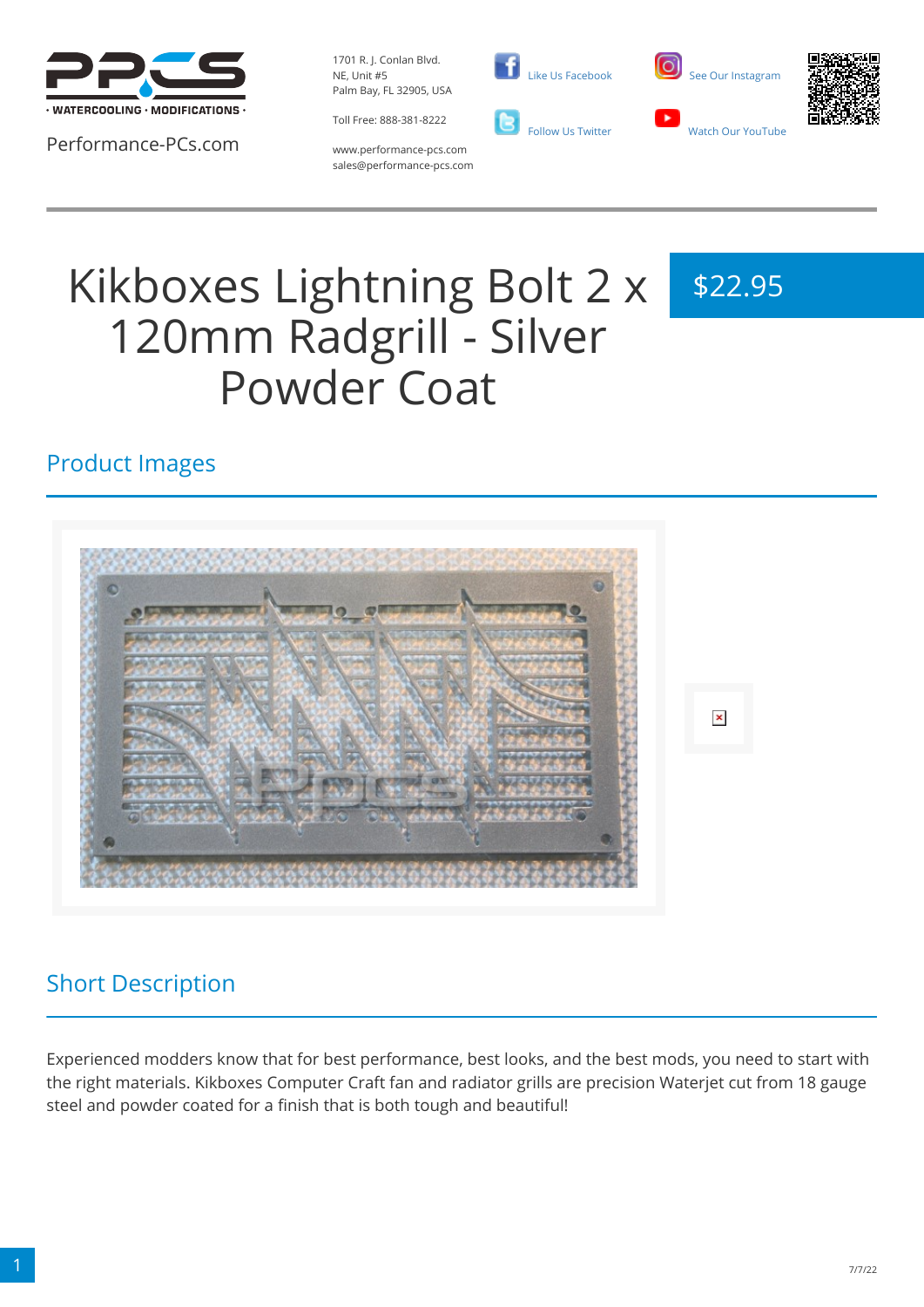Performance-PCs.com

1701 R. J. Conlan Blvd.
NE, Unit #5
Palm Bay, FL 32905, USA

Toll Free: 888-381-8222

www.performance-pcs.com
sales@performance-pcs.com

Like Us Facebook

Follow Us Twitter

See Our Instagram

Watch Our YouTube

# Kikboxes Lightning Bolt 2 x 120mm Radgrill - Silver Powder Coat

$22.95

## Product Images

## Short Description

Experienced modders know that for best performance, best looks, and the best mods, you need to start with the right materials. Kikboxes Computer Craft fan and radiator grills are precision Waterjet cut from 18 gauge steel and powder coated for a finish that is both tough and beautiful!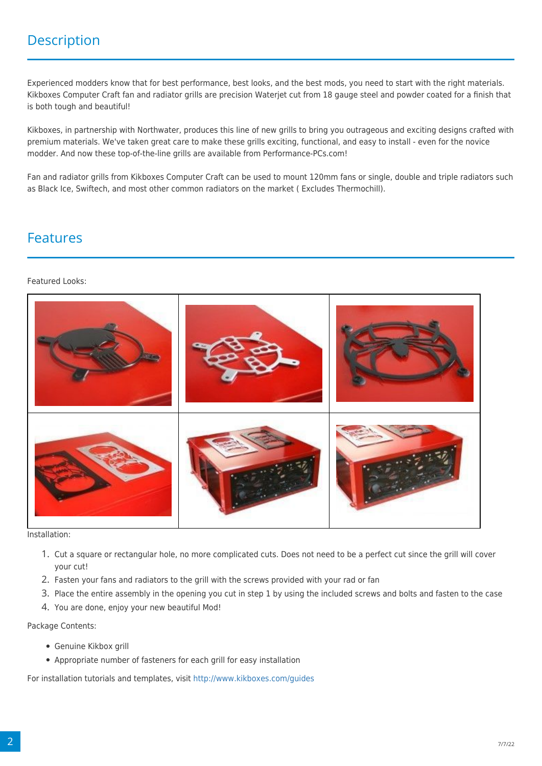## Description

Experienced modders know that for best performance, best looks, and the best mods, you need to start with the right materials. Kikboxes Computer Craft fan and radiator grills are precision Waterjet cut from 18 gauge steel and powder coated for a finish that is both tough and beautiful!

Kikboxes, in partnership with Northwater, produces this line of new grills to bring you outrageous and exciting designs crafted with premium materials. We've taken great care to make these grills exciting, functional, and easy to install - even for the novice modder. And now these top-of-the-line grills are available from Performance-PCs.com!

Fan and radiator grills from Kikboxes Computer Craft can be used to mount 120mm fans or single, double and triple radiators such as Black Ice, Swiftech, and most other common radiators on the market ( Excludes Thermochill).

## Features

Featured Looks:

Installation:

1. Cut a square or rectangular hole, no more complicated cuts. Does not need to be a perfect cut since the grill will cover your cut!
2. Fasten your fans and radiators to the grill with the screws provided with your rad or fan
3. Place the entire assembly in the opening you cut in step 1 by using the included screws and bolts and fasten to the case
4. You are done, enjoy your new beautiful Mod!

Package Contents:

- Genuine Kikbox grill
- Appropriate number of fasteners for each grill for easy installation

For installation tutorials and templates, visit http://www.kikboxes.com/guides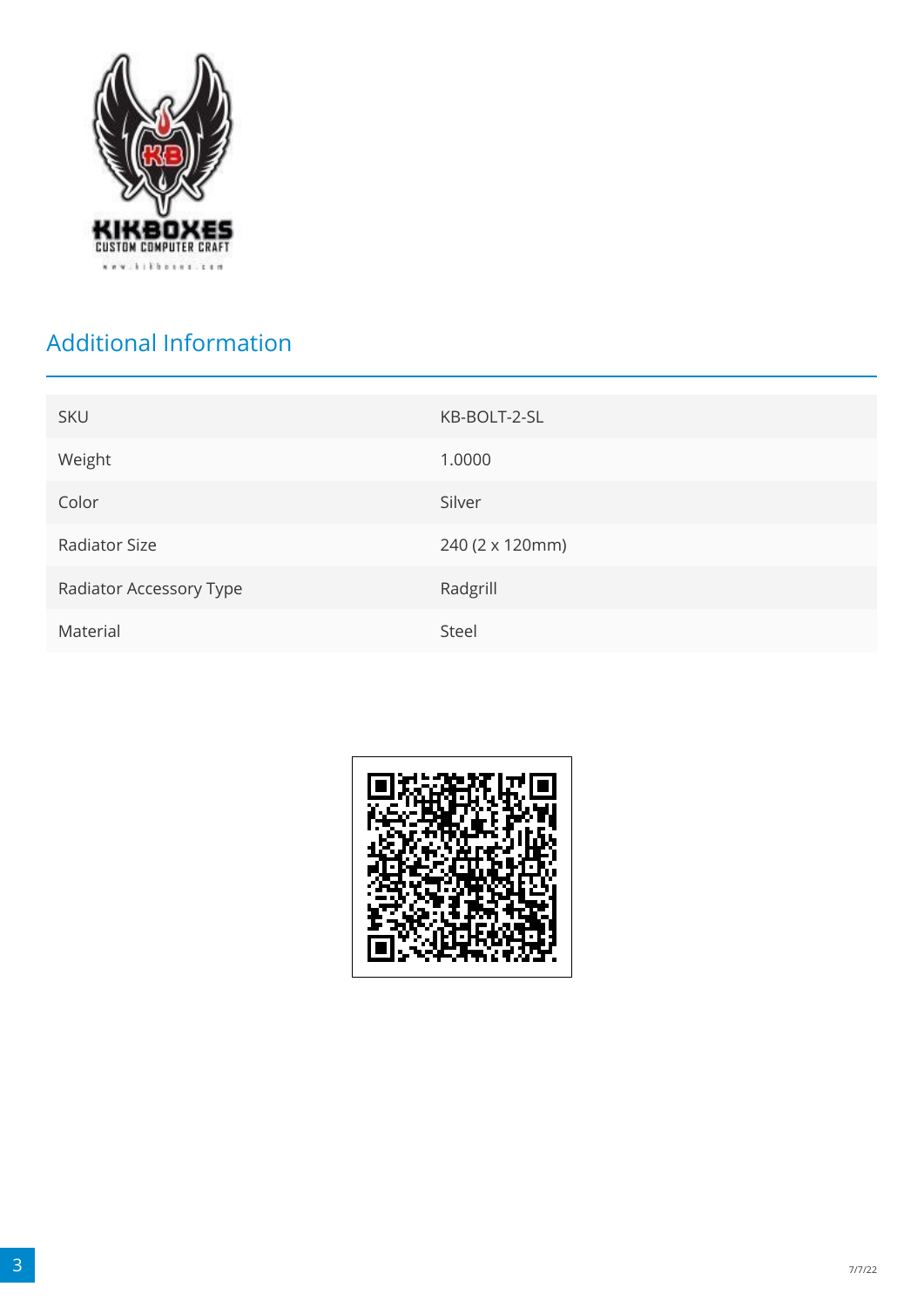## Additional Information

| | |
|---|---|
| SKU | KB-BOLT-2-SL |
| Weight | 1.0000 |
| Color | Silver |
| Radiator Size | 240 (2 x 120mm) |
| Radiator Accessory Type | Radgrill |
| Material | Steel |